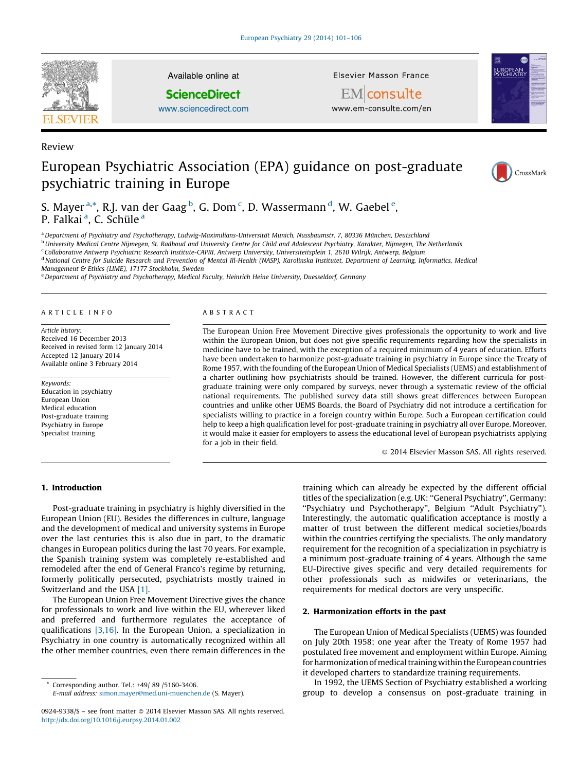Review

# European Psychiatric Association (EPA) guidance on post-graduate psychiatric training in Europe

S. Mayer [a,*], R.J. van der Gaag [b], G. Dom [c], D. Wassermann [d], W. Gaebel [e], P. Falkai [a], C. Schüle [a]

[a] Department of Psychiatry and Psychotherapy, Ludwig-Maximilians-Universität Munich, Nussbaumstr. 7, 80336 München, Deutschland
[b] University Medical Centre Nijmegen, St. Radboud and University Centre for Child and Adolescent Psychiatry, Karakter, Nijmegen, The Netherlands
[c] Collaborative Antwerp Psychiatric Research Institute-CAPRI, Antwerp University, Universiteitsplein 1, 2610 Wilrijk, Antwerp, Belgium
[d] National Centre for Suicide Research and Prevention of Mental Ill-Health (NASP), Karolinska Institutet, Department of Learning, Informatics, Medical Management & Ethics (LIME), 17177 Stockholm, Sweden
[e] Department of Psychiatry and Psychotherapy, Medical Faculty, Heinrich Heine University, Duesseldorf, Germany

**ARTICLE INFO**

*Article history:*
Received 16 December 2013
Received in revised form 12 January 2014
Accepted 12 January 2014
Available online 3 February 2014

*Keywords:*
Education in psychiatry
European Union
Medical education
Post-graduate training
Psychiatry in Europe
Specialist training

**ABSTRACT**

The European Union Free Movement Directive gives professionals the opportunity to work and live within the European Union, but does not give specific requirements regarding how the specialists in medicine have to be trained, with the exception of a required minimum of 4 years of education. Efforts have been undertaken to harmonize post-graduate training in psychiatry in Europe since the Treaty of Rome 1957, with the founding of the European Union of Medical Specialists (UEMS) and establishment of a charter outlining how psychiatrists should be trained. However, the different curricula for post-graduate training were only compared by surveys, never through a systematic review of the official national requirements. The published survey data still shows great differences between European countries and unlike other UEMS Boards, the Board of Psychiatry did not introduce a certification for specialists willing to practice in a foreign country within Europe. Such a European certification could help to keep a high qualification level for post-graduate training in psychiatry all over Europe. Moreover, it would make it easier for employers to assess the educational level of European psychiatrists applying for a job in their field.

© 2014 Elsevier Masson SAS. All rights reserved.

## 1. Introduction

Post-graduate training in psychiatry is highly diversified in the European Union (EU). Besides the differences in culture, language and the development of medical and university systems in Europe over the last centuries this is also due in part, to the dramatic changes in European politics during the last 70 years. For example, the Spanish training system was completely re-established and remodeled after the end of General Franco's regime by returning, formerly politically persecuted, psychiatrists mostly trained in Switzerland and the USA [1].

The European Union Free Movement Directive gives the chance for professionals to work and live within the EU, wherever liked and preferred and furthermore regulates the acceptance of qualifications [3,16]. In the European Union, a specialization in Psychiatry in one country is automatically recognized within all the other member countries, even there remain differences in the training which can already be expected by the different official titles of the specialization (e.g. UK: "General Psychiatry", Germany: "Psychiatry und Psychotherapy", Belgium "Adult Psychiatry"). Interestingly, the automatic qualification acceptance is mostly a matter of trust between the different medical societies/boards within the countries certifying the specialists. The only mandatory requirement for the recognition of a specialization in psychiatry is a minimum post-graduate training of 4 years. Although the same EU-Directive gives specific and very detailed requirements for other professionals such as midwifes or veterinarians, the requirements for medical doctors are very unspecific.

## 2. Harmonization efforts in the past

The European Union of Medical Specialists (UEMS) was founded on July 20th 1958; one year after the Treaty of Rome 1957 had postulated free movement and employment within Europe. Aiming for harmonization of medical training within the European countries it developed charters to standardize training requirements.

In 1992, the UEMS Section of Psychiatry established a working group to develop a consensus on post-graduate training in

\* Corresponding author. Tel.: +49/ 89 /5160-3406.
E-mail address: simon.mayer@med.uni-muenchen.de (S. Mayer).

0924-9338/$ – see front matter © 2014 Elsevier Masson SAS. All rights reserved.
http://dx.doi.org/10.1016/j.eurpsy.2014.01.002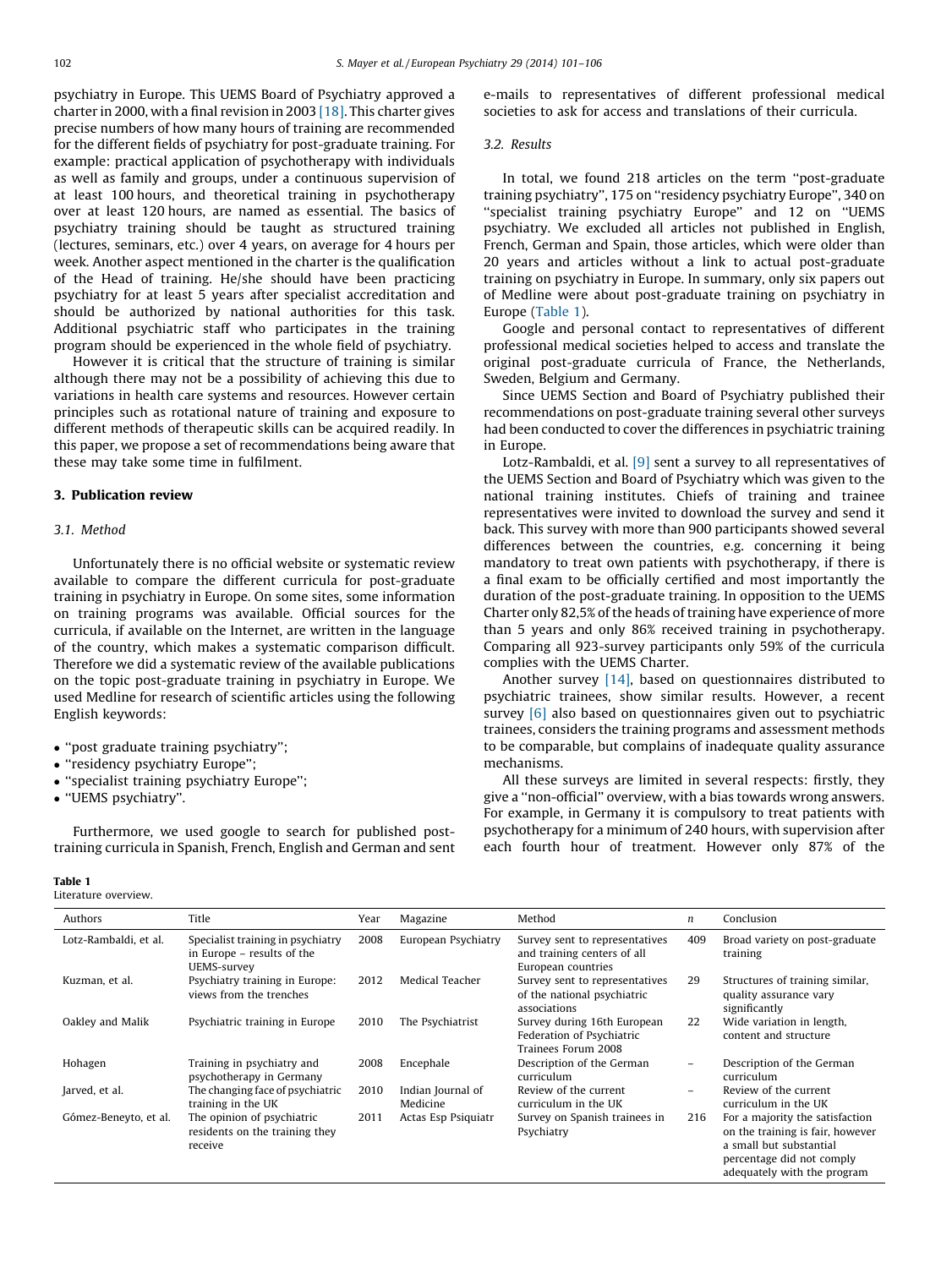psychiatry in Europe. This UEMS Board of Psychiatry approved a charter in 2000, with a final revision in 2003 [18]. This charter gives precise numbers of how many hours of training are recommended for the different fields of psychiatry for post-graduate training. For example: practical application of psychotherapy with individuals as well as family and groups, under a continuous supervision of at least 100 hours, and theoretical training in psychotherapy over at least 120 hours, are named as essential. The basics of psychiatry training should be taught as structured training (lectures, seminars, etc.) over 4 years, on average for 4 hours per week. Another aspect mentioned in the charter is the qualification of the Head of training. He/she should have been practicing psychiatry for at least 5 years after specialist accreditation and should be authorized by national authorities for this task. Additional psychiatric staff who participates in the training program should be experienced in the whole field of psychiatry.

However it is critical that the structure of training is similar although there may not be a possibility of achieving this due to variations in health care systems and resources. However certain principles such as rotational nature of training and exposure to different methods of therapeutic skills can be acquired readily. In this paper, we propose a set of recommendations being aware that these may take some time in fulfilment.

## 3. Publication review

### 3.1. Method

Unfortunately there is no official website or systematic review available to compare the different curricula for post-graduate training in psychiatry in Europe. On some sites, some information on training programs was available. Official sources for the curricula, if available on the Internet, are written in the language of the country, which makes a systematic comparison difficult. Therefore we did a systematic review of the available publications on the topic post-graduate training in psychiatry in Europe. We used Medline for research of scientific articles using the following English keywords:

- "post graduate training psychiatry";
- "residency psychiatry Europe";
- "specialist training psychiatry Europe";
- "UEMS psychiatry".

Furthermore, we used google to search for published post-training curricula in Spanish, French, English and German and sent e-mails to representatives of different professional medical societies to ask for access and translations of their curricula.

### 3.2. Results

In total, we found 218 articles on the term "post-graduate training psychiatry", 175 on "residency psychiatry Europe", 340 on "specialist training psychiatry Europe" and 12 on "UEMS psychiatry. We excluded all articles not published in English, French, German and Spain, those articles, which were older than 20 years and articles without a link to actual post-graduate training on psychiatry in Europe. In summary, only six papers out of Medline were about post-graduate training on psychiatry in Europe (Table 1).

Google and personal contact to representatives of different professional medical societies helped to access and translate the original post-graduate curricula of France, the Netherlands, Sweden, Belgium and Germany.

Since UEMS Section and Board of Psychiatry published their recommendations on post-graduate training several other surveys had been conducted to cover the differences in psychiatric training in Europe.

Lotz-Rambaldi, et al. [9] sent a survey to all representatives of the UEMS Section and Board of Psychiatry which was given to the national training institutes. Chiefs of training and trainee representatives were invited to download the survey and send it back. This survey with more than 900 participants showed several differences between the countries, e.g. concerning it being mandatory to treat own patients with psychotherapy, if there is a final exam to be officially certified and most importantly the duration of the post-graduate training. In opposition to the UEMS Charter only 82,5% of the heads of training have experience of more than 5 years and only 86% received training in psychotherapy. Comparing all 923-survey participants only 59% of the curricula complies with the UEMS Charter.

Another survey [14], based on questionnaires distributed to psychiatric trainees, show similar results. However, a recent survey [6] also based on questionnaires given out to psychiatric trainees, considers the training programs and assessment methods to be comparable, but complains of inadequate quality assurance mechanisms.

All these surveys are limited in several respects: firstly, they give a "non-official" overview, with a bias towards wrong answers. For example, in Germany it is compulsory to treat patients with psychotherapy for a minimum of 240 hours, with supervision after each fourth hour of treatment. However only 87% of the

**Table 1**
Literature overview.

| Authors | Title | Year | Magazine | Method | *n* | Conclusion |
|---|---|---|---|---|---|---|
| Lotz-Rambaldi, et al. | Specialist training in psychiatry in Europe – results of the UEMS-survey | 2008 | European Psychiatry | Survey sent to representatives and training centers of all European countries | 409 | Broad variety on post-graduate training |
| Kuzman, et al. | Psychiatry training in Europe: views from the trenches | 2012 | Medical Teacher | Survey sent to representatives of the national psychiatric associations | 29 | Structures of training similar, quality assurance vary significantly |
| Oakley and Malik | Psychiatric training in Europe | 2010 | The Psychiatrist | Survey during 16th European Federation of Psychiatric Trainees Forum 2008 | 22 | Wide variation in length, content and structure |
| Hohagen | Training in psychiatry and psychotherapy in Germany | 2008 | Encephale | Description of the German curriculum | – | Description of the German curriculum |
| Jarved, et al. | The changing face of psychiatric training in the UK | 2010 | Indian Journal of Medicine | Review of the current curriculum in the UK | – | Review of the current curriculum in the UK |
| Gómez-Beneyto, et al. | The opinion of psychiatric residents on the training they receive | 2011 | Actas Esp Psiquiatr | Survey on Spanish trainees in Psychiatry | 216 | For a majority the satisfaction on the training is fair, however a small but substantial percentage did not comply adequately with the program |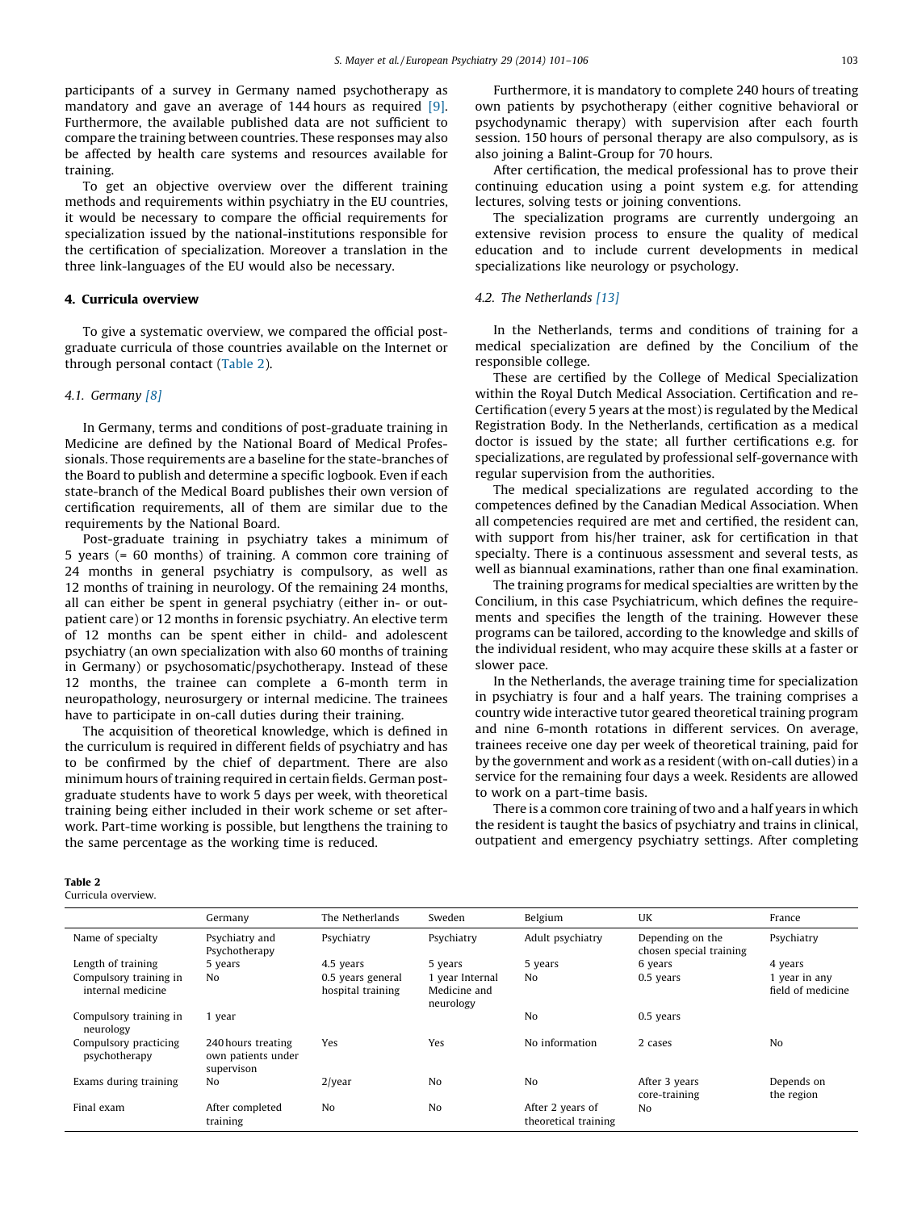participants of a survey in Germany named psychotherapy as mandatory and gave an average of 144 hours as required [9]. Furthermore, the available published data are not sufficient to compare the training between countries. These responses may also be affected by health care systems and resources available for training.

To get an objective overview over the different training methods and requirements within psychiatry in the EU countries, it would be necessary to compare the official requirements for specialization issued by the national-institutions responsible for the certification of specialization. Moreover a translation in the three link-languages of the EU would also be necessary.

## 4. Curricula overview

To give a systematic overview, we compared the official post-graduate curricula of those countries available on the Internet or through personal contact (Table 2).

### 4.1. Germany [8]

In Germany, terms and conditions of post-graduate training in Medicine are defined by the National Board of Medical Professionals. Those requirements are a baseline for the state-branches of the Board to publish and determine a specific logbook. Even if each state-branch of the Medical Board publishes their own version of certification requirements, all of them are similar due to the requirements by the National Board.

Post-graduate training in psychiatry takes a minimum of 5 years (= 60 months) of training. A common core training of 24 months in general psychiatry is compulsory, as well as 12 months of training in neurology. Of the remaining 24 months, all can either be spent in general psychiatry (either in- or out-patient care) or 12 months in forensic psychiatry. An elective term of 12 months can be spent either in child- and adolescent psychiatry (an own specialization with also 60 months of training in Germany) or psychosomatic/psychotherapy. Instead of these 12 months, the trainee can complete a 6-month term in neuropathology, neurosurgery or internal medicine. The trainees have to participate in on-call duties during their training.

The acquisition of theoretical knowledge, which is defined in the curriculum is required in different fields of psychiatry and has to be confirmed by the chief of department. There are also minimum hours of training required in certain fields. German post-graduate students have to work 5 days per week, with theoretical training being either included in their work scheme or set after-work. Part-time working is possible, but lengthens the training to the same percentage as the working time is reduced.

Furthermore, it is mandatory to complete 240 hours of treating own patients by psychotherapy (either cognitive behavioral or psychodynamic therapy) with supervision after each fourth session. 150 hours of personal therapy are also compulsory, as is also joining a Balint-Group for 70 hours.

After certification, the medical professional has to prove their continuing education using a point system e.g. for attending lectures, solving tests or joining conventions.

The specialization programs are currently undergoing an extensive revision process to ensure the quality of medical education and to include current developments in medical specializations like neurology or psychology.

### 4.2. The Netherlands [13]

In the Netherlands, terms and conditions of training for a medical specialization are defined by the Concilium of the responsible college.

These are certified by the College of Medical Specialization within the Royal Dutch Medical Association. Certification and re-Certification (every 5 years at the most) is regulated by the Medical Registration Body. In the Netherlands, certification as a medical doctor is issued by the state; all further certifications e.g. for specializations, are regulated by professional self-governance with regular supervision from the authorities.

The medical specializations are regulated according to the competences defined by the Canadian Medical Association. When all competencies required are met and certified, the resident can, with support from his/her trainer, ask for certification in that specialty. There is a continuous assessment and several tests, as well as biannual examinations, rather than one final examination.

The training programs for medical specialties are written by the Concilium, in this case Psychiatricum, which defines the requirements and specifies the length of the training. However these programs can be tailored, according to the knowledge and skills of the individual resident, who may acquire these skills at a faster or slower pace.

In the Netherlands, the average training time for specialization in psychiatry is four and a half years. The training comprises a country wide interactive tutor geared theoretical training program and nine 6-month rotations in different services. On average, trainees receive one day per week of theoretical training, paid for by the government and work as a resident (with on-call duties) in a service for the remaining four days a week. Residents are allowed to work on a part-time basis.

There is a common core training of two and a half years in which the resident is taught the basics of psychiatry and trains in clinical, outpatient and emergency psychiatry settings. After completing

**Table 2**
Curricula overview.

| | Germany | The Netherlands | Sweden | Belgium | UK | France |
|---|---|---|---|---|---|---|
| Name of specialty | Psychiatry and Psychotherapy | Psychiatry | Psychiatry | Adult psychiatry | Depending on the chosen special training | Psychiatry |
| Length of training | 5 years | 4.5 years | 5 years | 5 years | 6 years | 4 years |
| Compulsory training in internal medicine | No | 0.5 years general hospital training | 1 year Internal Medicine and neurology | No | 0.5 years | 1 year in any field of medicine |
| Compulsory training in neurology | 1 year | | | No | 0.5 years | |
| Compulsory practicing psychotherapy | 240 hours treating own patients under supervison | Yes | Yes | No information | 2 cases | No |
| Exams during training | No | 2/year | No | No | After 3 years core-training | Depends on the region |
| Final exam | After completed training | No | No | After 2 years of theoretical training | No | |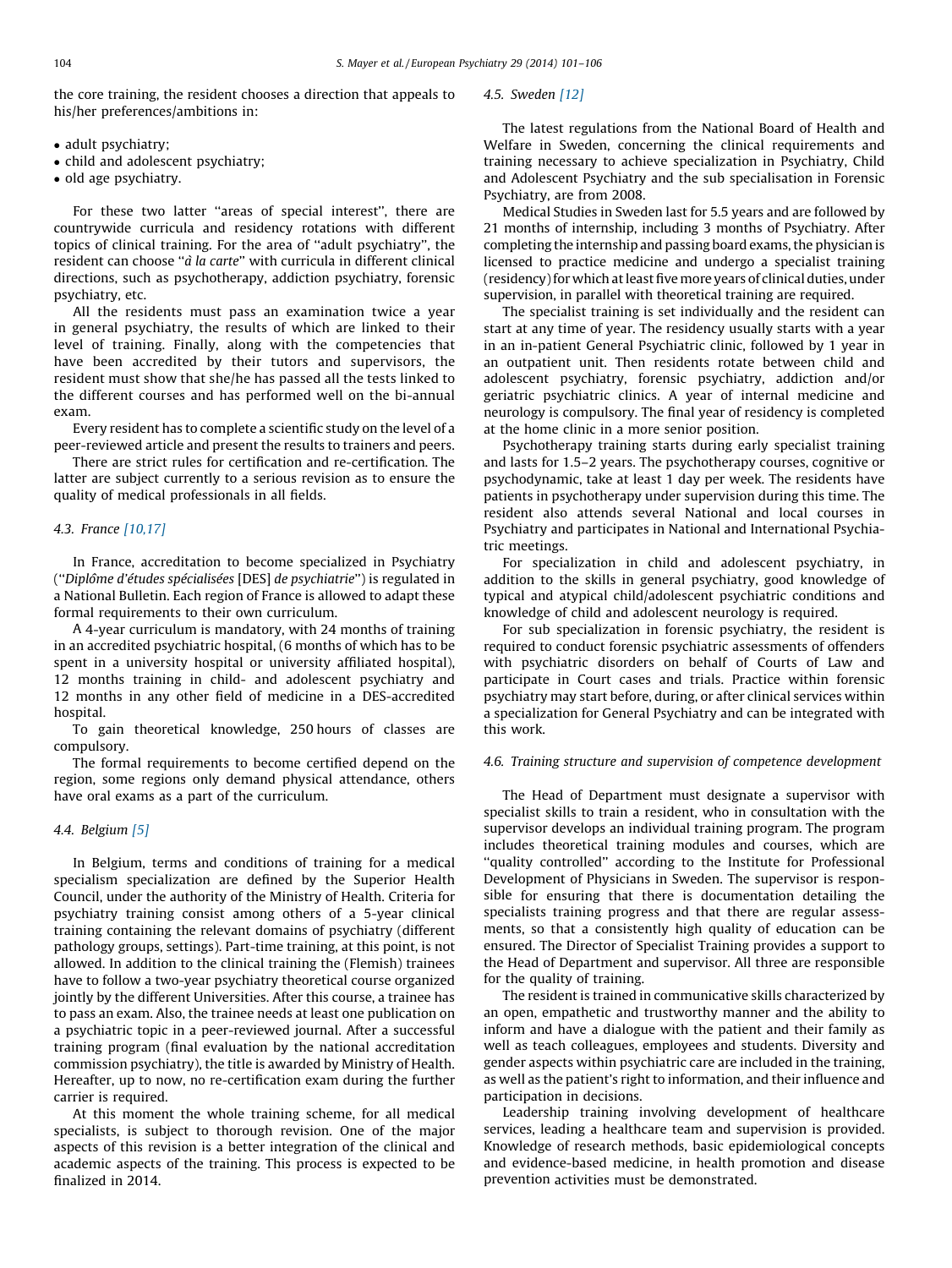the core training, the resident chooses a direction that appeals to his/her preferences/ambitions in:

- adult psychiatry;
- child and adolescent psychiatry;
- old age psychiatry.

For these two latter ''areas of special interest'', there are countrywide curricula and residency rotations with different topics of clinical training. For the area of ''adult psychiatry'', the resident can choose ''*à la carte*'' with curricula in different clinical directions, such as psychotherapy, addiction psychiatry, forensic psychiatry, etc.

All the residents must pass an examination twice a year in general psychiatry, the results of which are linked to their level of training. Finally, along with the competencies that have been accredited by their tutors and supervisors, the resident must show that she/he has passed all the tests linked to the different courses and has performed well on the bi-annual exam.

Every resident has to complete a scientific study on the level of a peer-reviewed article and present the results to trainers and peers.

There are strict rules for certification and re-certification. The latter are subject currently to a serious revision as to ensure the quality of medical professionals in all fields.

### 4.3. France [10,17]

In France, accreditation to become specialized in Psychiatry (''*Diplôme d'études spécialisées* [DES] *de psychiatrie*'') is regulated in a National Bulletin. Each region of France is allowed to adapt these formal requirements to their own curriculum.

A 4-year curriculum is mandatory, with 24 months of training in an accredited psychiatric hospital, (6 months of which has to be spent in a university hospital or university affiliated hospital), 12 months training in child- and adolescent psychiatry and 12 months in any other field of medicine in a DES-accredited hospital.

To gain theoretical knowledge, 250 hours of classes are compulsory.

The formal requirements to become certified depend on the region, some regions only demand physical attendance, others have oral exams as a part of the curriculum.

### 4.4. Belgium [5]

In Belgium, terms and conditions of training for a medical specialism specialization are defined by the Superior Health Council, under the authority of the Ministry of Health. Criteria for psychiatry training consist among others of a 5-year clinical training containing the relevant domains of psychiatry (different pathology groups, settings). Part-time training, at this point, is not allowed. In addition to the clinical training the (Flemish) trainees have to follow a two-year psychiatry theoretical course organized jointly by the different Universities. After this course, a trainee has to pass an exam. Also, the trainee needs at least one publication on a psychiatric topic in a peer-reviewed journal. After a successful training program (final evaluation by the national accreditation commission psychiatry), the title is awarded by Ministry of Health. Hereafter, up to now, no re-certification exam during the further carrier is required.

At this moment the whole training scheme, for all medical specialists, is subject to thorough revision. One of the major aspects of this revision is a better integration of the clinical and academic aspects of the training. This process is expected to be finalized in 2014.

### 4.5. Sweden [12]

The latest regulations from the National Board of Health and Welfare in Sweden, concerning the clinical requirements and training necessary to achieve specialization in Psychiatry, Child and Adolescent Psychiatry and the sub specialisation in Forensic Psychiatry, are from 2008.

Medical Studies in Sweden last for 5.5 years and are followed by 21 months of internship, including 3 months of Psychiatry. After completing the internship and passing board exams, the physician is licensed to practice medicine and undergo a specialist training (residency) for which at least five more years of clinical duties, under supervision, in parallel with theoretical training are required.

The specialist training is set individually and the resident can start at any time of year. The residency usually starts with a year in an in-patient General Psychiatric clinic, followed by 1 year in an outpatient unit. Then residents rotate between child and adolescent psychiatry, forensic psychiatry, addiction and/or geriatric psychiatric clinics. A year of internal medicine and neurology is compulsory. The final year of residency is completed at the home clinic in a more senior position.

Psychotherapy training starts during early specialist training and lasts for 1.5–2 years. The psychotherapy courses, cognitive or psychodynamic, take at least 1 day per week. The residents have patients in psychotherapy under supervision during this time. The resident also attends several National and local courses in Psychiatry and participates in National and International Psychiatric meetings.

For specialization in child and adolescent psychiatry, in addition to the skills in general psychiatry, good knowledge of typical and atypical child/adolescent psychiatric conditions and knowledge of child and adolescent neurology is required.

For sub specialization in forensic psychiatry, the resident is required to conduct forensic psychiatric assessments of offenders with psychiatric disorders on behalf of Courts of Law and participate in Court cases and trials. Practice within forensic psychiatry may start before, during, or after clinical services within a specialization for General Psychiatry and can be integrated with this work.

### 4.6. Training structure and supervision of competence development

The Head of Department must designate a supervisor with specialist skills to train a resident, who in consultation with the supervisor develops an individual training program. The program includes theoretical training modules and courses, which are ''quality controlled'' according to the Institute for Professional Development of Physicians in Sweden. The supervisor is responsible for ensuring that there is documentation detailing the specialists training progress and that there are regular assessments, so that a consistently high quality of education can be ensured. The Director of Specialist Training provides a support to the Head of Department and supervisor. All three are responsible for the quality of training.

The resident is trained in communicative skills characterized by an open, empathetic and trustworthy manner and the ability to inform and have a dialogue with the patient and their family as well as teach colleagues, employees and students. Diversity and gender aspects within psychiatric care are included in the training, as well as the patient's right to information, and their influence and participation in decisions.

Leadership training involving development of healthcare services, leading a healthcare team and supervision is provided. Knowledge of research methods, basic epidemiological concepts and evidence-based medicine, in health promotion and disease prevention activities must be demonstrated.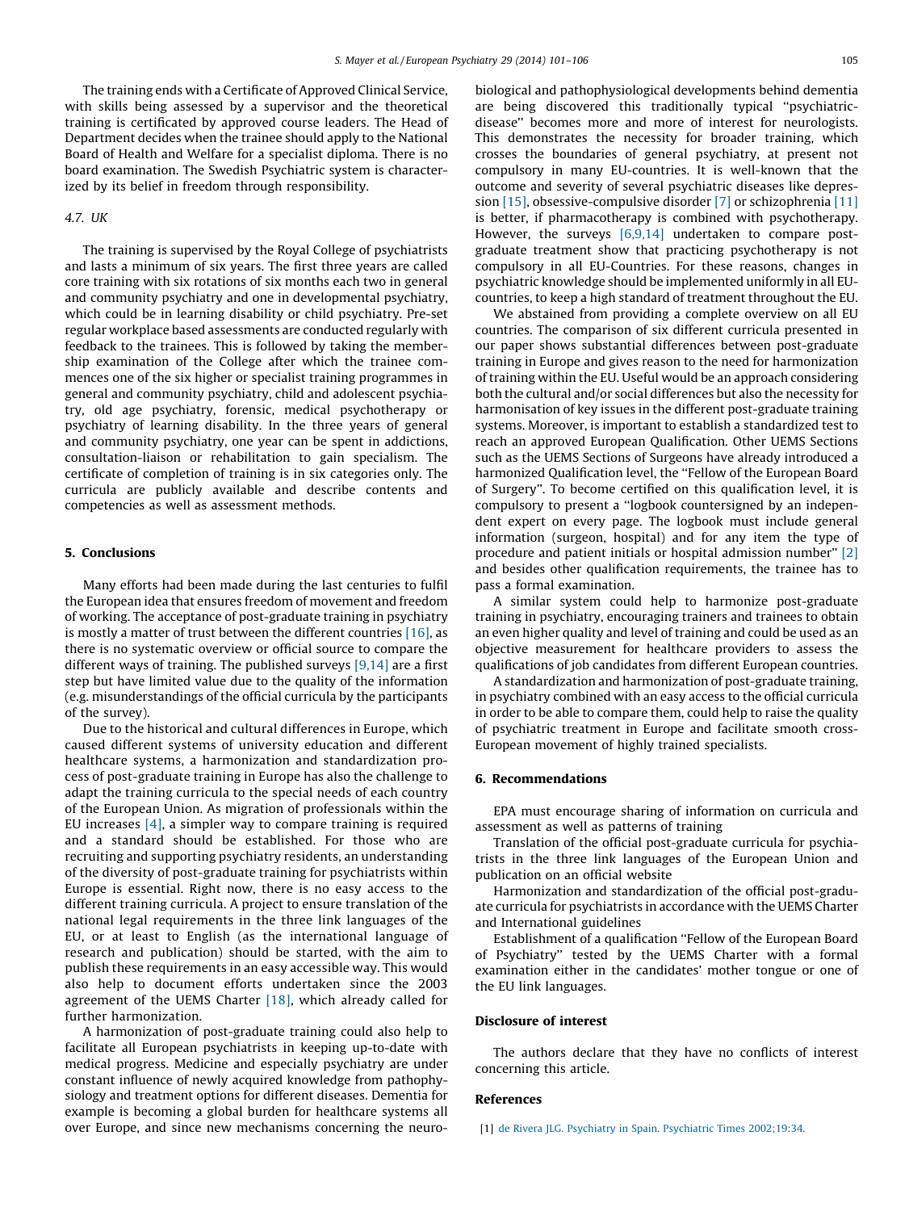The training ends with a Certificate of Approved Clinical Service, with skills being assessed by a supervisor and the theoretical training is certificated by approved course leaders. The Head of Department decides when the trainee should apply to the National Board of Health and Welfare for a specialist diploma. There is no board examination. The Swedish Psychiatric system is characterized by its belief in freedom through responsibility.

### 4.7. UK

The training is supervised by the Royal College of psychiatrists and lasts a minimum of six years. The first three years are called core training with six rotations of six months each two in general and community psychiatry and one in developmental psychiatry, which could be in learning disability or child psychiatry. Pre-set regular workplace based assessments are conducted regularly with feedback to the trainees. This is followed by taking the membership examination of the College after which the trainee commences one of the six higher or specialist training programmes in general and community psychiatry, child and adolescent psychiatry, old age psychiatry, forensic, medical psychotherapy or psychiatry of learning disability. In the three years of general and community psychiatry, one year can be spent in addictions, consultation-liaison or rehabilitation to gain specialism. The certificate of completion of training is in six categories only. The curricula are publicly available and describe contents and competencies as well as assessment methods.

## 5. Conclusions

Many efforts had been made during the last centuries to fulfil the European idea that ensures freedom of movement and freedom of working. The acceptance of post-graduate training in psychiatry is mostly a matter of trust between the different countries [16], as there is no systematic overview or official source to compare the different ways of training. The published surveys [9,14] are a first step but have limited value due to the quality of the information (e.g. misunderstandings of the official curricula by the participants of the survey).

Due to the historical and cultural differences in Europe, which caused different systems of university education and different healthcare systems, a harmonization and standardization process of post-graduate training in Europe has also the challenge to adapt the training curricula to the special needs of each country of the European Union. As migration of professionals within the EU increases [4], a simpler way to compare training is required and a standard should be established. For those who are recruiting and supporting psychiatry residents, an understanding of the diversity of post-graduate training for psychiatrists within Europe is essential. Right now, there is no easy access to the different training curricula. A project to ensure translation of the national legal requirements in the three link languages of the EU, or at least to English (as the international language of research and publication) should be started, with the aim to publish these requirements in an easy accessible way. This would also help to document efforts undertaken since the 2003 agreement of the UEMS Charter [18], which already called for further harmonization.

A harmonization of post-graduate training could also help to facilitate all European psychiatrists in keeping up-to-date with medical progress. Medicine and especially psychiatry are under constant influence of newly acquired knowledge from pathophysiology and treatment options for different diseases. Dementia for example is becoming a global burden for healthcare systems all over Europe, and since new mechanisms concerning the neurobiological and pathophysiological developments behind dementia are being discovered this traditionally typical ''psychiatric-disease'' becomes more and more of interest for neurologists. This demonstrates the necessity for broader training, which crosses the boundaries of general psychiatry, at present not compulsory in many EU-countries. It is well-known that the outcome and severity of several psychiatric diseases like depression [15], obsessive-compulsive disorder [7] or schizophrenia [11] is better, if pharmacotherapy is combined with psychotherapy. However, the surveys [6,9,14] undertaken to compare post-graduate treatment show that practicing psychotherapy is not compulsory in all EU-Countries. For these reasons, changes in psychiatric knowledge should be implemented uniformly in all EU-countries, to keep a high standard of treatment throughout the EU.

We abstained from providing a complete overview on all EU countries. The comparison of six different curricula presented in our paper shows substantial differences between post-graduate training in Europe and gives reason to the need for harmonization of training within the EU. Useful would be an approach considering both the cultural and/or social differences but also the necessity for harmonisation of key issues in the different post-graduate training systems. Moreover, is important to establish a standardized test to reach an approved European Qualification. Other UEMS Sections such as the UEMS Sections of Surgeons have already introduced a harmonized Qualification level, the ''Fellow of the European Board of Surgery''. To become certified on this qualification level, it is compulsory to present a ''logbook countersigned by an independent expert on every page. The logbook must include general information (surgeon, hospital) and for any item the type of procedure and patient initials or hospital admission number'' [2] and besides other qualification requirements, the trainee has to pass a formal examination.

A similar system could help to harmonize post-graduate training in psychiatry, encouraging trainers and trainees to obtain an even higher quality and level of training and could be used as an objective measurement for healthcare providers to assess the qualifications of job candidates from different European countries.

A standardization and harmonization of post-graduate training, in psychiatry combined with an easy access to the official curricula in order to be able to compare them, could help to raise the quality of psychiatric treatment in Europe and facilitate smooth cross-European movement of highly trained specialists.

## 6. Recommendations

EPA must encourage sharing of information on curricula and assessment as well as patterns of training

Translation of the official post-graduate curricula for psychiatrists in the three link languages of the European Union and publication on an official website

Harmonization and standardization of the official post-graduate curricula for psychiatrists in accordance with the UEMS Charter and International guidelines

Establishment of a qualification ''Fellow of the European Board of Psychiatry'' tested by the UEMS Charter with a formal examination either in the candidates' mother tongue or one of the EU link languages.

## Disclosure of interest

The authors declare that they have no conflicts of interest concerning this article.

## References

[1] de Rivera JLG. Psychiatry in Spain. Psychiatric Times 2002;19:34.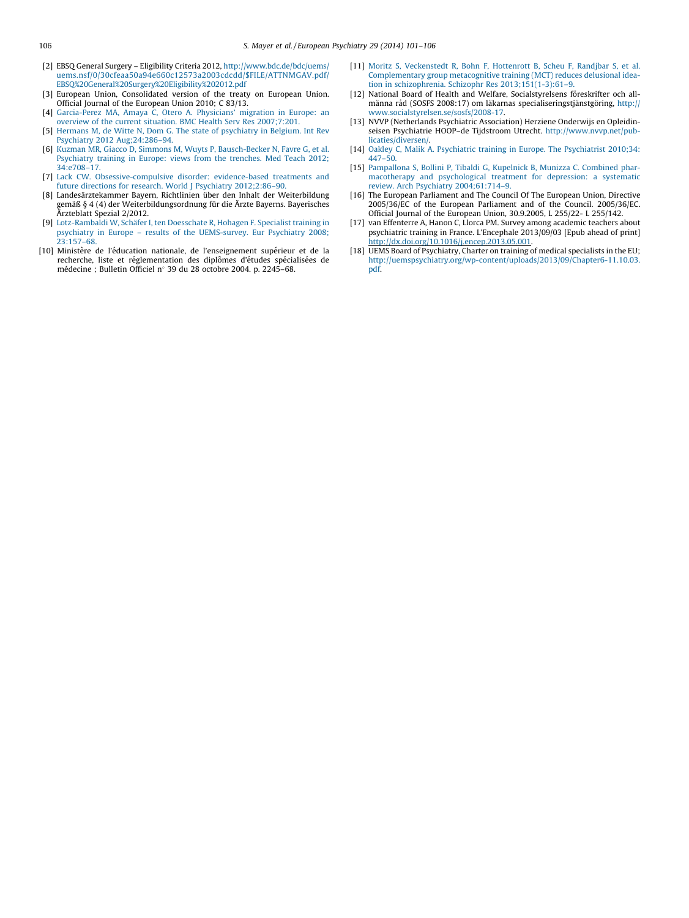[2] EBSQ General Surgery – Eligibility Criteria 2012, http://www.bdc.de/bdc/uems/uems.nsf/0/30cfeaa50a94e660c12573a2003cdcdd/$FILE/ATTNMGAV.pdf/EBSQ%20General%20Surgery%20Eligibility%202012.pdf

[3] European Union, Consolidated version of the treaty on European Union. Official Journal of the European Union 2010; C 83/13.

[4] Garcia-Perez MA, Amaya C, Otero A. Physicians' migration in Europe: an overview of the current situation. BMC Health Serv Res 2007;7:201.

[5] Hermans M, de Witte N, Dom G. The state of psychiatry in Belgium. Int Rev Psychiatry 2012 Aug;24:286–94.

[6] Kuzman MR, Giacco D, Simmons M, Wuyts P, Bausch-Becker N, Favre G, et al. Psychiatry training in Europe: views from the trenches. Med Teach 2012; 34:e708–17.

[7] Lack CW. Obsessive-compulsive disorder: evidence-based treatments and future directions for research. World J Psychiatry 2012;2:86–90.

[8] Landesärztekammer Bayern, Richtlinien über den Inhalt der Weiterbildung gemäß § 4 (4) der Weiterbildungsordnung für die Ärzte Bayerns. Bayerisches Ärzteblatt Spezial 2/2012.

[9] Lotz-Rambaldi W, Schäfer I, ten Doesschate R, Hohagen F. Specialist training in psychiatry in Europe – results of the UEMS-survey. Eur Psychiatry 2008; 23:157–68.

[10] Ministère de l'éducation nationale, de l'enseignement supérieur et de la recherche, liste et réglementation des diplômes d'études spécialisées de médecine ; Bulletin Officiel n° 39 du 28 octobre 2004. p. 2245–68.

[11] Moritz S, Veckenstedt R, Bohn F, Hottenrott B, Scheu F, Randjbar S, et al. Complementary group metacognitive training (MCT) reduces delusional ideation in schizophrenia. Schizophr Res 2013;151(1-3):61–9.

[12] National Board of Health and Welfare, Socialstyrelsens föreskrifter och allmänna råd (SOSFS 2008:17) om läkarnas specialiseringstjänstgöring, http://www.socialstyrelsen.se/sosfs/2008-17.

[13] NVVP (Netherlands Psychiatric Association) Herziene Onderwijs en Opleidinseisen Psychiatrie HOOP–de Tijdstroom Utrecht. http://www.nvvp.net/publicaties/diversen/.

[14] Oakley C, Malik A. Psychiatric training in Europe. The Psychiatrist 2010;34: 447–50.

[15] Pampallona S, Bollini P, Tibaldi G, Kupelnick B, Munizza C. Combined pharmacotherapy and psychological treatment for depression: a systematic review. Arch Psychiatry 2004;61:714–9.

[16] The European Parliament and The Council Of The European Union, Directive 2005/36/EC of the European Parliament and of the Council. 2005/36/EC. Official Journal of the European Union, 30.9.2005, L 255/22- L 255/142.

[17] van Effenterre A, Hanon C, Llorca PM. Survey among academic teachers about psychiatric training in France. L'Encephale 2013/09/03 [Epub ahead of print] http://dx.doi.org/10.1016/j.encep.2013.05.001.

[18] UEMS Board of Psychiatry, Charter on training of medical specialists in the EU; http://uemspsychiatry.org/wp-content/uploads/2013/09/Chapter6-11.10.03.pdf.